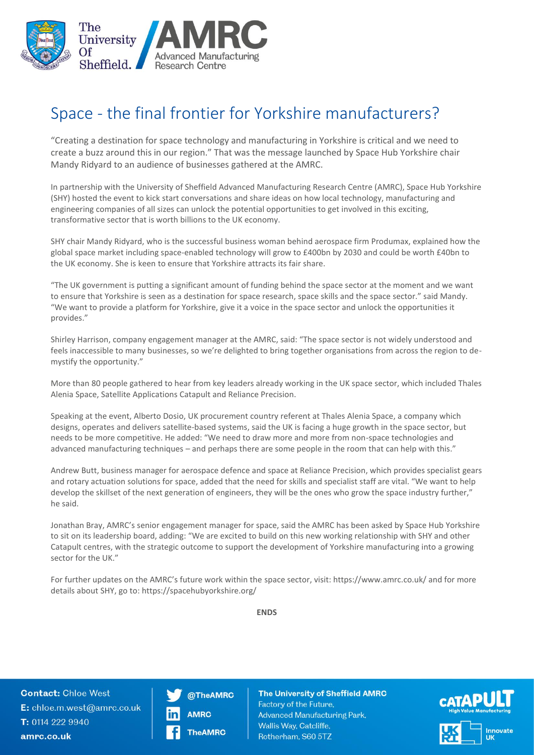# Space - the final frontier for Yorkshire manufacturers?

"Creating a destination for space technology and manufacturing in Yorkshire is critical and we need to create a buzz around this in our region." That was the message launched by Space Hub Yorkshire chair Mandy Ridyard to an audience of businesses gathered at the AMRC.

In partnership with the University of Sheffield Advanced Manufacturing Research Centre (AMRC), Space Hub Yorkshire (SHY) hosted the event to kick start conversations and share ideas on how local technology, manufacturing and engineering companies of all sizes can unlock the potential opportunities to get involved in this exciting, transformative sector that is worth billions to the UK economy.

SHY chair Mandy Ridyard, who is the successful business woman behind aerospace firm Produmax, explained how the global space market including space-enabled technology will grow to £400bn by 2030 and could be worth £40bn to the UK economy. She is keen to ensure that Yorkshire attracts its fair share.

"The UK government is putting a significant amount of funding behind the space sector at the moment and we want to ensure that Yorkshire is seen as a destination for space research, space skills and the space sector." said Mandy. "We want to provide a platform for Yorkshire, give it a voice in the space sector and unlock the opportunities it provides."

Shirley Harrison, company engagement manager at the AMRC, said: "The space sector is not widely understood and feels inaccessible to many businesses, so we're delighted to bring together organisations from across the region to de-mystify the opportunity."

More than 80 people gathered to hear from key leaders already working in the UK space sector, which included Thales Alenia Space, Satellite Applications Catapult and Reliance Precision.

Speaking at the event, Alberto Dosio, UK procurement country referent at Thales Alenia Space, a company which designs, operates and delivers satellite-based systems, said the UK is facing a huge growth in the space sector, but needs to be more competitive. He added: "We need to draw more and more from non-space technologies and advanced manufacturing techniques – and perhaps there are some people in the room that can help with this."

Andrew Butt, business manager for aerospace defence and space at Reliance Precision, which provides specialist gears and rotary actuation solutions for space, added that the need for skills and specialist staff are vital. "We want to help develop the skillset of the next generation of engineers, they will be the ones who grow the space industry further," he said.

Jonathan Bray, AMRC's senior engagement manager for space, said the AMRC has been asked by Space Hub Yorkshire to sit on its leadership board, adding: "We are excited to build on this new working relationship with SHY and other Catapult centres, with the strategic outcome to support the development of Yorkshire manufacturing into a growing sector for the UK."

For further updates on the AMRC's future work within the space sector, visit: https://www.amrc.co.uk/ and for more details about SHY, go to: https://spacehubyorkshire.org/

**ENDS**

**Contact:** Chloe West
**E:** chloe.m.west@amrc.co.uk
**T:** 0114 222 9940
**amrc.co.uk**

@TheAMRC
AMRC
TheAMRC

**The University of Sheffield AMRC**
Factory of the Future,
Advanced Manufacturing Park,
Wallis Way, Catcliffe,
Rotherham, S60 5TZ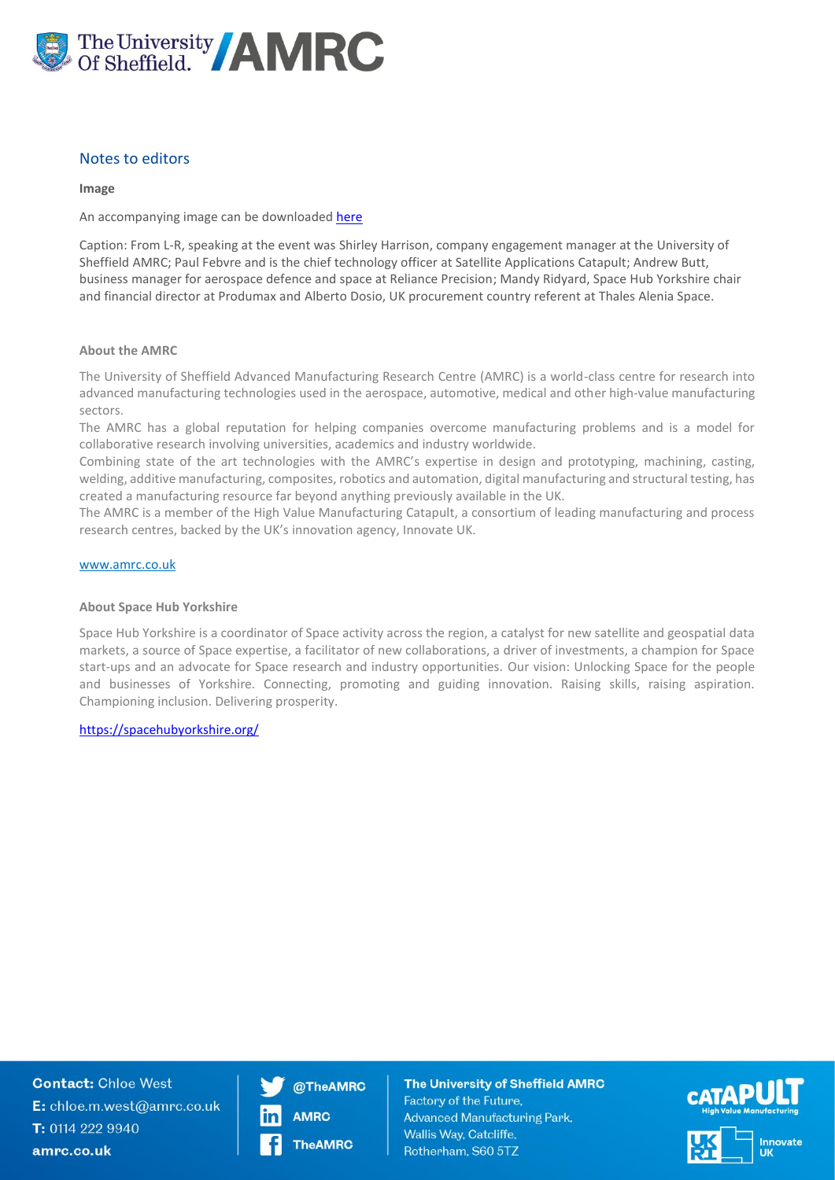## Notes to editors

**Image**

An accompanying image can be downloaded [here]

Caption: From L-R, speaking at the event was Shirley Harrison, company engagement manager at the University of Sheffield AMRC; Paul Febvre and is the chief technology officer at Satellite Applications Catapult; Andrew Butt, business manager for aerospace defence and space at Reliance Precision; Mandy Ridyard, Space Hub Yorkshire chair and financial director at Produmax and Alberto Dosio, UK procurement country referent at Thales Alenia Space.

**About the AMRC**

The University of Sheffield Advanced Manufacturing Research Centre (AMRC) is a world-class centre for research into advanced manufacturing technologies used in the aerospace, automotive, medical and other high-value manufacturing sectors.

The AMRC has a global reputation for helping companies overcome manufacturing problems and is a model for collaborative research involving universities, academics and industry worldwide.

Combining state of the art technologies with the AMRC's expertise in design and prototyping, machining, casting, welding, additive manufacturing, composites, robotics and automation, digital manufacturing and structural testing, has created a manufacturing resource far beyond anything previously available in the UK.

The AMRC is a member of the High Value Manufacturing Catapult, a consortium of leading manufacturing and process research centres, backed by the UK's innovation agency, Innovate UK.

www.amrc.co.uk

**About Space Hub Yorkshire**

Space Hub Yorkshire is a coordinator of Space activity across the region, a catalyst for new satellite and geospatial data markets, a source of Space expertise, a facilitator of new collaborations, a driver of investments, a champion for Space start-ups and an advocate for Space research and industry opportunities. Our vision: Unlocking Space for the people and businesses of Yorkshire. Connecting, promoting and guiding innovation. Raising skills, raising aspiration. Championing inclusion. Delivering prosperity.

https://spacehubyorkshire.org/

**Contact:** Chloe West
**E:** chloe.m.west@amrc.co.uk
**T:** 0114 222 9940
**amrc.co.uk**

@TheAMRC
AMRC
TheAMRC

**The University of Sheffield AMRC**
Factory of the Future,
Advanced Manufacturing Park,
Wallis Way, Catcliffe,
Rotherham, S60 5TZ